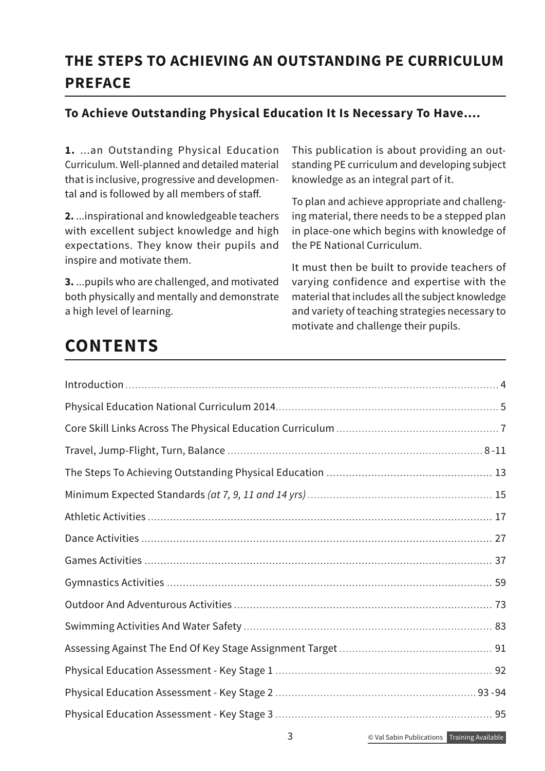# THE STEPS TO ACHIEVING AN OUTSTANDING PE CURRICULUM PREFACE

### To Achieve Outstanding Physical Education It Is Necessary To Have....

**1.** ...an Outstanding Physical Education Curriculum. Well-planned and detailed material that is inclusive, progressive and developmental and is followed by all members of staff.

**2.** ...inspirational and knowledgeable teachers with excellent subject knowledge and high expectations. They know their pupils and inspire and motivate them.

**3.** ...pupils who are challenged, and motivated both physically and mentally and demonstrate a high level of learning.

This publication is about providing an outstanding PE curriculum and developing subject knowledge as an integral part of it.

To plan and achieve appropriate and challenging material, there needs to be a stepped plan in place-one which begins with knowledge of the PE National Curriculum.

It must then be built to provide teachers of varying confidence and expertise with the material that includes all the subject knowledge and variety of teaching strategies necessary to motivate and challenge their pupils.

# CONTENTS

| | |
|---|---|
| Introduction | 4 |
| Physical Education National Curriculum 2014 | 5 |
| Core Skill Links Across The Physical Education Curriculum | 7 |
| Travel, Jump-Flight, Turn, Balance | 8 -11 |
| The Steps To Achieving Outstanding Physical Education | 13 |
| Minimum Expected Standards *(at 7, 9, 11 and 14 yrs)* | 15 |
| Athletic Activities | 17 |
| Dance Activities | 27 |
| Games Activities | 37 |
| Gymnastics Activities | 59 |
| Outdoor And Adventurous Activities | 73 |
| Swimming Activities And Water Safety | 83 |
| Assessing Against The End Of Key Stage Assignment Target | 91 |
| Physical Education Assessment - Key Stage 1 | 92 |
| Physical Education Assessment - Key Stage 2 | 93 -94 |
| Physical Education Assessment - Key Stage 3 | 95 |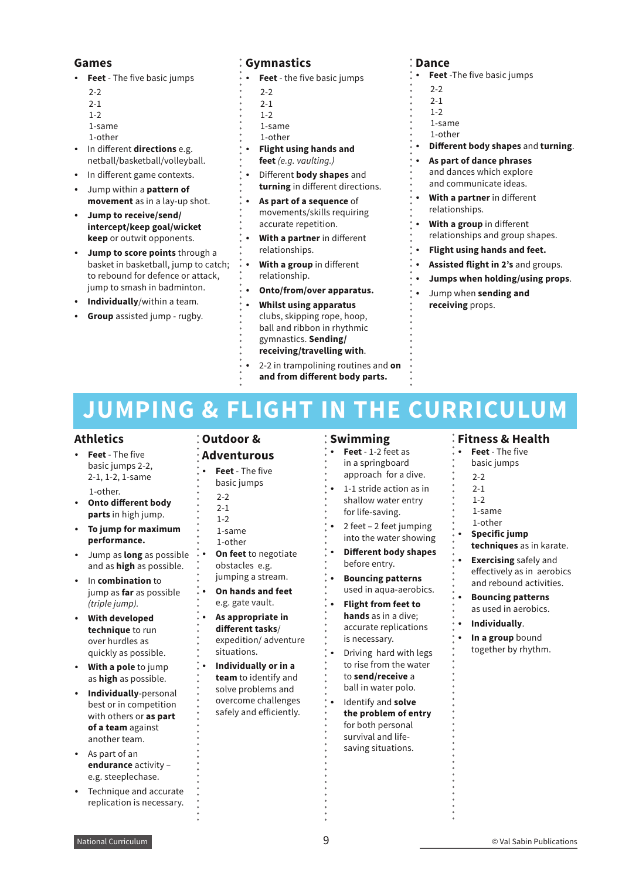## Games

- **Feet** - The five basic jumps
  2-2
  2-1
  1-2
  1-same
  1-other
- In different **directions** e.g. netball/basketball/volleyball.
- In different game contexts.
- Jump within a **pattern of movement** as in a lay-up shot.
- **Jump to receive/send/intercept/keep goal/wicket keep** or outwit opponents.
- **Jump to score points** through a basket in basketball, jump to catch; to rebound for defence or attack, jump to smash in badminton.
- **Individually**/within a team.
- **Group** assisted jump - rugby.

## Gymnastics

- **Feet** - the five basic jumps
  2-2
  2-1
  1-2
  1-same
  1-other
- **Flight using hands and feet** *(e.g. vaulting.)*
- Different **body shapes** and **turning** in different directions.
- **As part of a sequence** of movements/skills requiring accurate repetition.
- **With a partner** in different relationships.
- **With a group** in different relationship.
- **Onto/from/over apparatus.**
- **Whilst using apparatus** clubs, skipping rope, hoop, ball and ribbon in rhythmic gymnastics. **Sending/receiving/travelling with**.
- 2-2 in trampolining routines and **on and from different body parts.**

## Dance

- **Feet** -The five basic jumps
  2-2
  2-1
  1-2
  1-same
  1-other
- **Different body shapes** and **turning**.
- **As part of dance phrases** and dances which explore and communicate ideas.
- **With a partner** in different relationships.
- **With a group** in different relationships and group shapes.
- **Flight using hands and feet.**
- **Assisted flight in 2's** and groups.
- **Jumps when holding/using props**.
- Jump when **sending and receiving** props.

# JUMPING & FLIGHT IN THE CURRICULUM

## Athletics

- **Feet** - The five basic jumps 2-2, 2-1, 1-2, 1-same 1-other.
- **Onto different body parts** in high jump.
- **To jump for maximum performance.**
- Jump as **long** as possible and as **high** as possible.
- In **combination** to jump as **far** as possible *(triple jump)*.
- **With developed technique** to run over hurdles as quickly as possible.
- **With a pole** to jump as **high** as possible.
- **Individually**-personal best or in competition with others or **as part of a team** against another team.
- As part of an **endurance** activity – e.g. steeplechase.
- Technique and accurate replication is necessary.

## Outdoor & Adventurous

- **Feet** - The five basic jumps
  2-2
  2-1
  1-2
  1-same
  1-other
- **On feet** to negotiate obstacles e.g. jumping a stream.
- **On hands and feet** e.g. gate vault.
- **As appropriate in different tasks**/ expedition/ adventure situations.
- **Individually or in a team** to identify and solve problems and overcome challenges safely and efficiently.

## Swimming

- **Feet** - 1-2 feet as in a springboard approach for a dive.
- 1-1 stride action as in shallow water entry for life-saving.
- 2 feet – 2 feet jumping into the water showing
- **Different body shapes** before entry.
- **Bouncing patterns** used in aqua-aerobics.
- **Flight from feet to hands** as in a dive; accurate replications is necessary.
- Driving hard with legs to rise from the water to **send/receive** a ball in water polo.
- Identify and **solve the problem of entry** for both personal survival and life-saving situations.

## Fitness & Health

- **Feet** - The five basic jumps
  2-2
  2-1
  1-2
  1-same
  1-other
- **Specific jump techniques** as in karate.
- **Exercising** safely and effectively as in aerobics and rebound activities.
- **Bouncing patterns** as used in aerobics.
- **Individually**.
- **In a group** bound together by rhythm.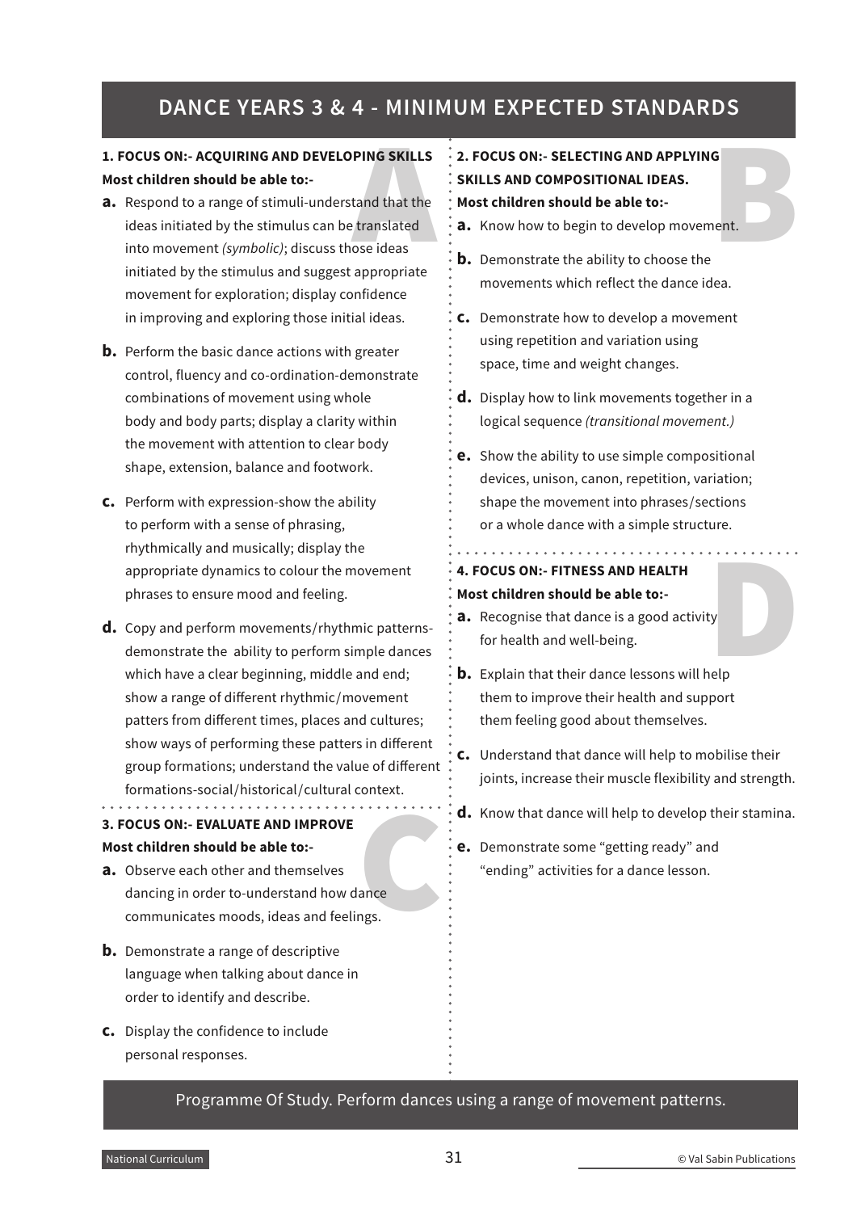# DANCE YEARS 3 & 4 - MINIMUM EXPECTED STANDARDS

## 1. FOCUS ON:- ACQUIRING AND DEVELOPING SKILLS

**Most children should be able to:-**

**a.** Respond to a range of stimuli-understand that the ideas initiated by the stimulus can be translated into movement *(symbolic)*; discuss those ideas initiated by the stimulus and suggest appropriate movement for exploration; display confidence in improving and exploring those initial ideas.

**b.** Perform the basic dance actions with greater control, fluency and co-ordination-demonstrate combinations of movement using whole body and body parts; display a clarity within the movement with attention to clear body shape, extension, balance and footwork.

**c.** Perform with expression-show the ability to perform with a sense of phrasing, rhythmically and musically; display the appropriate dynamics to colour the movement phrases to ensure mood and feeling.

**d.** Copy and perform movements/rhythmic patterns-demonstrate the ability to perform simple dances which have a clear beginning, middle and end; show a range of different rhythmic/movement patters from different times, places and cultures; show ways of performing these patters in different group formations; understand the value of different formations-social/historical/cultural context.

## 3. FOCUS ON:- EVALUATE AND IMPROVE

**Most children should be able to:-**

**a.** Observe each other and themselves dancing in order to-understand how dance communicates moods, ideas and feelings.

**b.** Demonstrate a range of descriptive language when talking about dance in order to identify and describe.

**c.** Display the confidence to include personal responses.

## 2. FOCUS ON:- SELECTING AND APPLYING SKILLS AND COMPOSITIONAL IDEAS.

**Most children should be able to:-**

**a.** Know how to begin to develop movement.

**b.** Demonstrate the ability to choose the movements which reflect the dance idea.

**c.** Demonstrate how to develop a movement using repetition and variation using space, time and weight changes.

**d.** Display how to link movements together in a logical sequence *(transitional movement.)*

**e.** Show the ability to use simple compositional devices, unison, canon, repetition, variation; shape the movement into phrases/sections or a whole dance with a simple structure.

## 4. FOCUS ON:- FITNESS AND HEALTH

**Most children should be able to:-**

**a.** Recognise that dance is a good activity for health and well-being.

**b.** Explain that their dance lessons will help them to improve their health and support them feeling good about themselves.

**c.** Understand that dance will help to mobilise their joints, increase their muscle flexibility and strength.

**d.** Know that dance will help to develop their stamina.

**e.** Demonstrate some "getting ready" and "ending" activities for a dance lesson.

Programme Of Study. Perform dances using a range of movement patterns.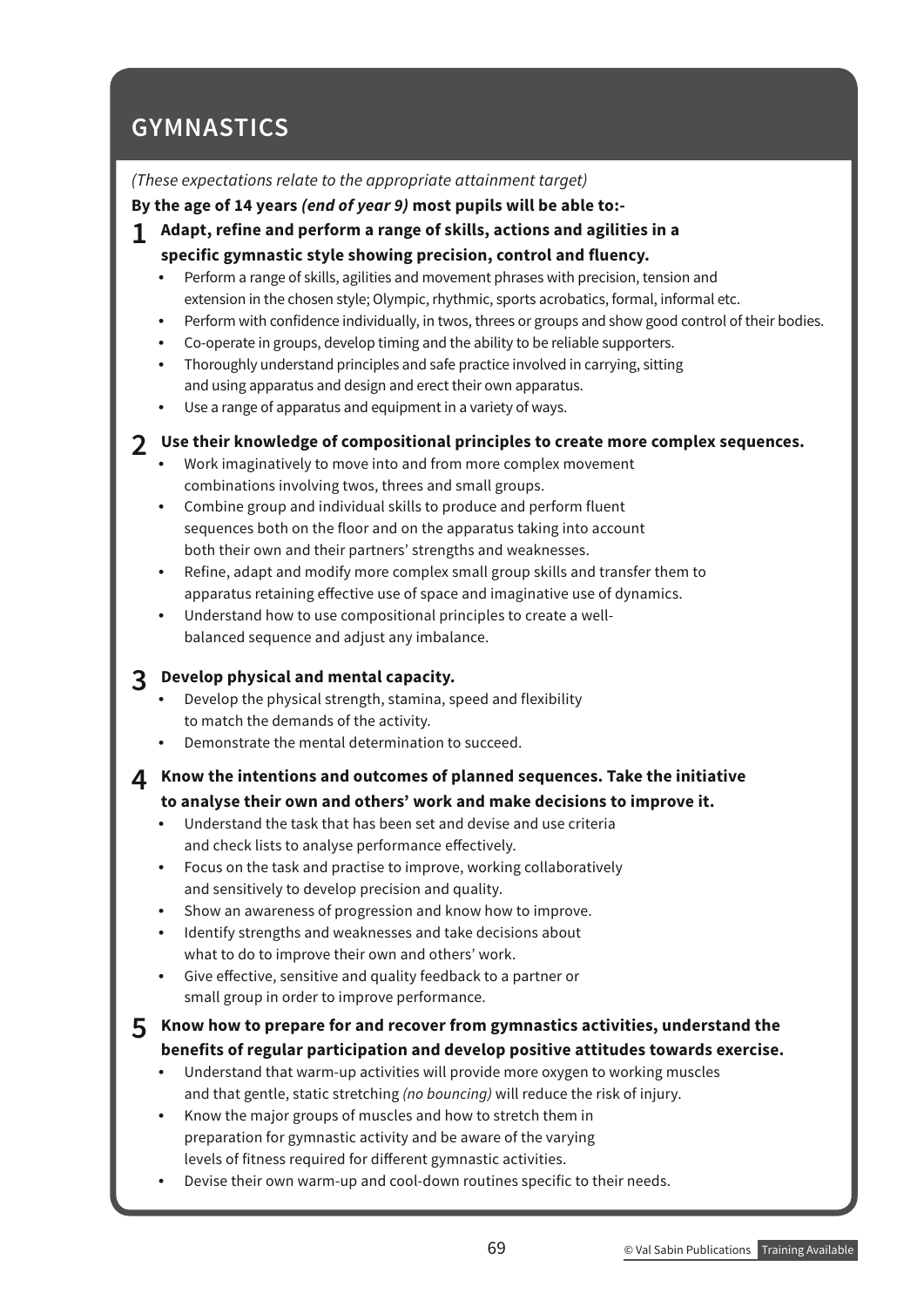# GYMNASTICS

*(These expectations relate to the appropriate attainment target)*

**By the age of 14 years *(end of year 9)* most pupils will be able to:-**

**1 Adapt, refine and perform a range of skills, actions and agilities in a specific gymnastic style showing precision, control and fluency.**

- Perform a range of skills, agilities and movement phrases with precision, tension and extension in the chosen style; Olympic, rhythmic, sports acrobatics, formal, informal etc.
- Perform with confidence individually, in twos, threes or groups and show good control of their bodies.
- Co-operate in groups, develop timing and the ability to be reliable supporters.
- Thoroughly understand principles and safe practice involved in carrying, sitting and using apparatus and design and erect their own apparatus.
- Use a range of apparatus and equipment in a variety of ways.

**2 Use their knowledge of compositional principles to create more complex sequences.**

- Work imaginatively to move into and from more complex movement combinations involving twos, threes and small groups.
- Combine group and individual skills to produce and perform fluent sequences both on the floor and on the apparatus taking into account both their own and their partners' strengths and weaknesses.
- Refine, adapt and modify more complex small group skills and transfer them to apparatus retaining effective use of space and imaginative use of dynamics.
- Understand how to use compositional principles to create a well-balanced sequence and adjust any imbalance.

**3 Develop physical and mental capacity.**

- Develop the physical strength, stamina, speed and flexibility to match the demands of the activity.
- Demonstrate the mental determination to succeed.

**4 Know the intentions and outcomes of planned sequences. Take the initiative to analyse their own and others' work and make decisions to improve it.**

- Understand the task that has been set and devise and use criteria and check lists to analyse performance effectively.
- Focus on the task and practise to improve, working collaboratively and sensitively to develop precision and quality.
- Show an awareness of progression and know how to improve.
- Identify strengths and weaknesses and take decisions about what to do to improve their own and others' work.
- Give effective, sensitive and quality feedback to a partner or small group in order to improve performance.

**5 Know how to prepare for and recover from gymnastics activities, understand the benefits of regular participation and develop positive attitudes towards exercise.**

- Understand that warm-up activities will provide more oxygen to working muscles and that gentle, static stretching *(no bouncing)* will reduce the risk of injury.
- Know the major groups of muscles and how to stretch them in preparation for gymnastic activity and be aware of the varying levels of fitness required for different gymnastic activities.
- Devise their own warm-up and cool-down routines specific to their needs.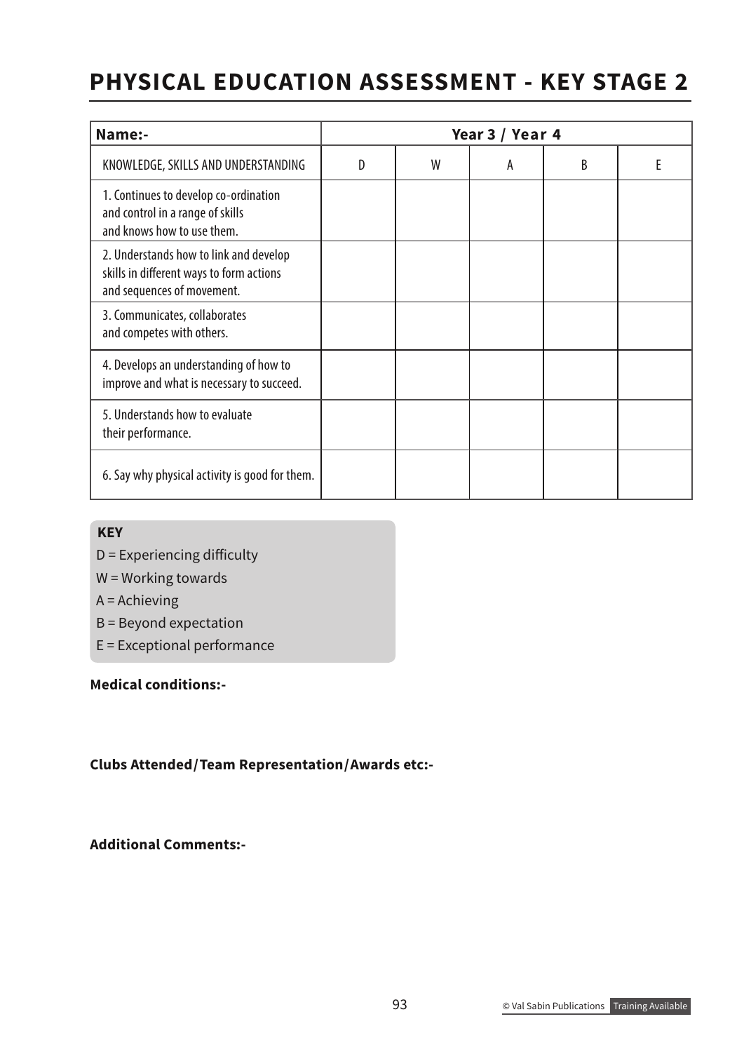# PHYSICAL EDUCATION ASSESSMENT - KEY STAGE 2

| **Name:-** | **Year 3 / Year 4** | | | | |
|---|---|---|---|---|---|
| KNOWLEDGE, SKILLS AND UNDERSTANDING | D | W | A | B | E |
| 1. Continues to develop co-ordination and control in a range of skills and knows how to use them. | | | | | |
| 2. Understands how to link and develop skills in different ways to form actions and sequences of movement. | | | | | |
| 3. Communicates, collaborates and competes with others. | | | | | |
| 4. Develops an understanding of how to improve and what is necessary to succeed. | | | | | |
| 5. Understands how to evaluate their performance. | | | | | |
| 6. Say why physical activity is good for them. | | | | | |

**KEY**

D = Experiencing difficulty

W = Working towards

A = Achieving

B = Beyond expectation

E = Exceptional performance

**Medical conditions:-**

**Clubs Attended/Team Representation/Awards etc:-**

**Additional Comments:-**